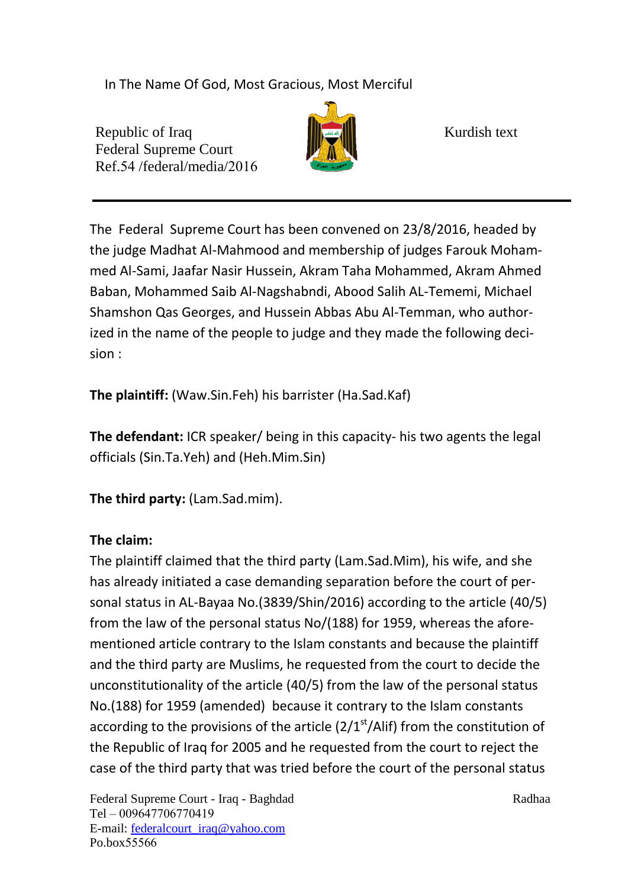In The Name Of God, Most Gracious, Most Merciful

Republic of Iraq
Federal Supreme Court
Ref.54 /federal/media/2016

Kurdish text

---

The Federal Supreme Court has been convened on 23/8/2016, headed by the judge Madhat Al-Mahmood and membership of judges Farouk Mohammed Al-Sami, Jaafar Nasir Hussein, Akram Taha Mohammed, Akram Ahmed Baban, Mohammed Saib Al-Nagshabndi, Abood Salih AL-Tememi, Michael Shamshon Qas Georges, and Hussein Abbas Abu Al-Temman, who authorized in the name of the people to judge and they made the following decision :

**The plaintiff:** (Waw.Sin.Feh) his barrister (Ha.Sad.Kaf)

**The defendant:** ICR speaker/ being in this capacity- his two agents the legal officials (Sin.Ta.Yeh) and (Heh.Mim.Sin)

**The third party:** (Lam.Sad.mim).

**The claim:**

The plaintiff claimed that the third party (Lam.Sad.Mim), his wife, and she has already initiated a case demanding separation before the court of personal status in AL-Bayaa No.(3839/Shin/2016) according to the article (40/5) from the law of the personal status No/(188) for 1959, whereas the aforementioned article contrary to the Islam constants and because the plaintiff and the third party are Muslims, he requested from the court to decide the unconstitutionality of the article (40/5) from the law of the personal status No.(188) for 1959 (amended) because it contrary to the Islam constants according to the provisions of the article (2/1st/Alif) from the constitution of the Republic of Iraq for 2005 and he requested from the court to reject the case of the third party that was tried before the court of the personal status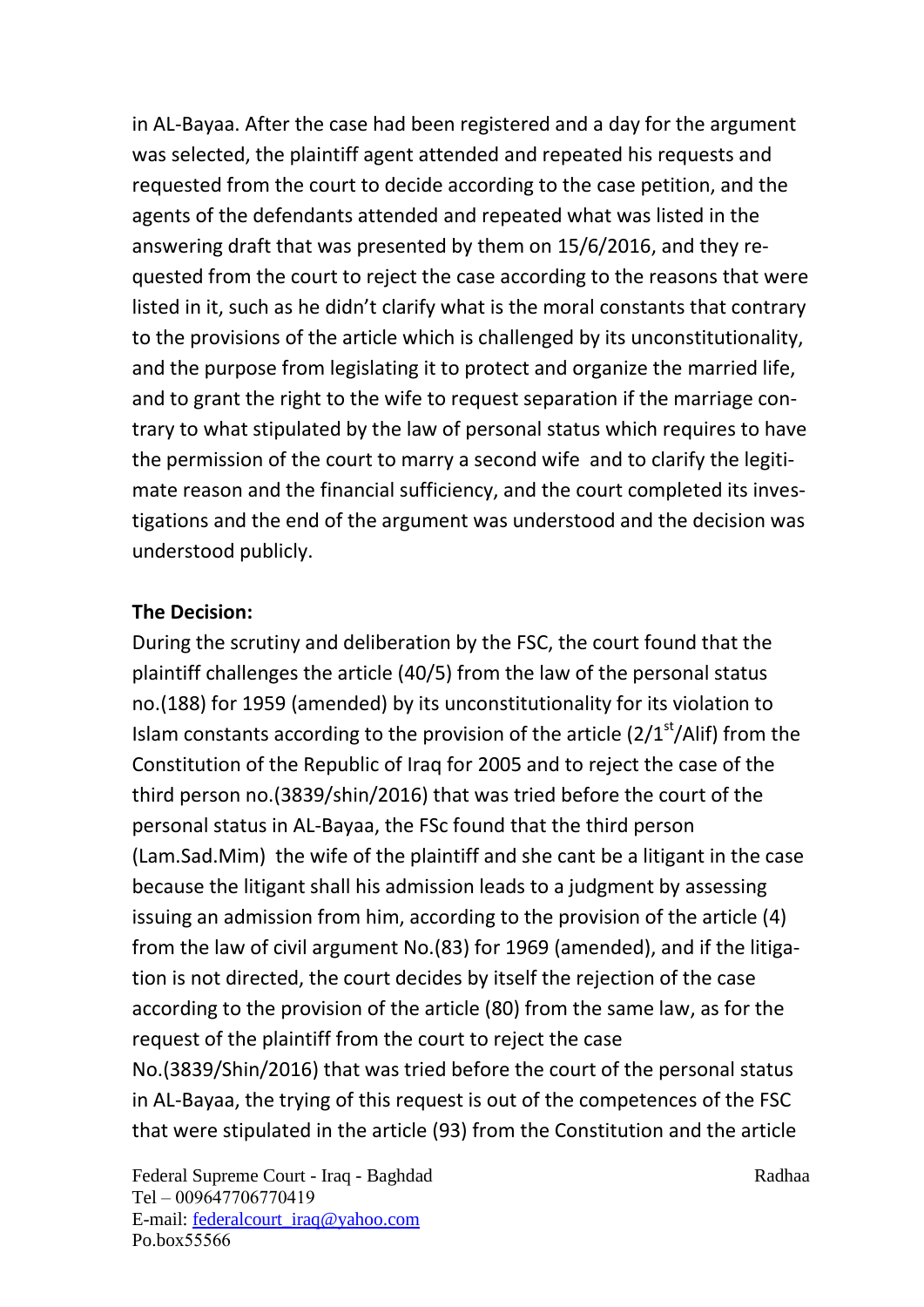in AL-Bayaa. After the case had been registered and a day for the argument was selected, the plaintiff agent attended and repeated his requests and requested from the court to decide according to the case petition, and the agents of the defendants attended and repeated what was listed in the answering draft that was presented by them on 15/6/2016, and they requested from the court to reject the case according to the reasons that were listed in it, such as he didn't clarify what is the moral constants that contrary to the provisions of the article which is challenged by its unconstitutionality, and the purpose from legislating it to protect and organize the married life, and to grant the right to the wife to request separation if the marriage contrary to what stipulated by the law of personal status which requires to have the permission of the court to marry a second wife and to clarify the legitimate reason and the financial sufficiency, and the court completed its investigations and the end of the argument was understood and the decision was understood publicly.

**The Decision:**

During the scrutiny and deliberation by the FSC, the court found that the plaintiff challenges the article (40/5) from the law of the personal status no.(188) for 1959 (amended) by its unconstitutionality for its violation to Islam constants according to the provision of the article (2/1st/Alif) from the Constitution of the Republic of Iraq for 2005 and to reject the case of the third person no.(3839/shin/2016) that was tried before the court of the personal status in AL-Bayaa, the FSc found that the third person (Lam.Sad.Mim) the wife of the plaintiff and she cant be a litigant in the case because the litigant shall his admission leads to a judgment by assessing issuing an admission from him, according to the provision of the article (4) from the law of civil argument No.(83) for 1969 (amended), and if the litigation is not directed, the court decides by itself the rejection of the case according to the provision of the article (80) from the same law, as for the request of the plaintiff from the court to reject the case No.(3839/Shin/2016) that was tried before the court of the personal status in AL-Bayaa, the trying of this request is out of the competences of the FSC that were stipulated in the article (93) from the Constitution and the article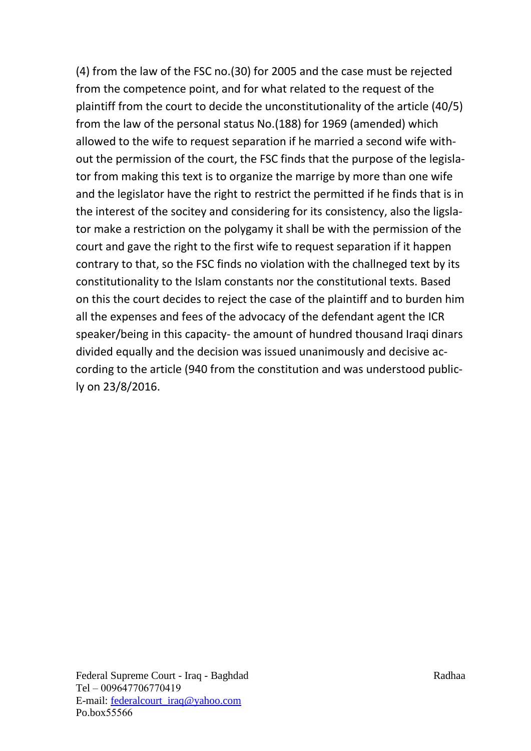(4) from the law of the FSC no.(30) for 2005 and the case must be rejected from the competence point, and for what related to the request of the plaintiff from the court to decide the unconstitutionality of the article (40/5) from the law of the personal status No.(188) for 1969 (amended) which allowed to the wife to request separation if he married a second wife without the permission of the court, the FSC finds that the purpose of the legislator from making this text is to organize the marrige by more than one wife and the legislator have the right to restrict the permitted if he finds that is in the interest of the socitey and considering for its consistency, also the ligslator make a restriction on the polygamy it shall be with the permission of the court and gave the right to the first wife to request separation if it happen contrary to that, so the FSC finds no violation with the challneged text by its constitutionality to the Islam constants nor the constitutional texts. Based on this the court decides to reject the case of the plaintiff and to burden him all the expenses and fees of the advocacy of the defendant agent the ICR speaker/being in this capacity- the amount of hundred thousand Iraqi dinars divided equally and the decision was issued unanimously and decisive according to the article (940 from the constitution and was understood publicly on 23/8/2016.